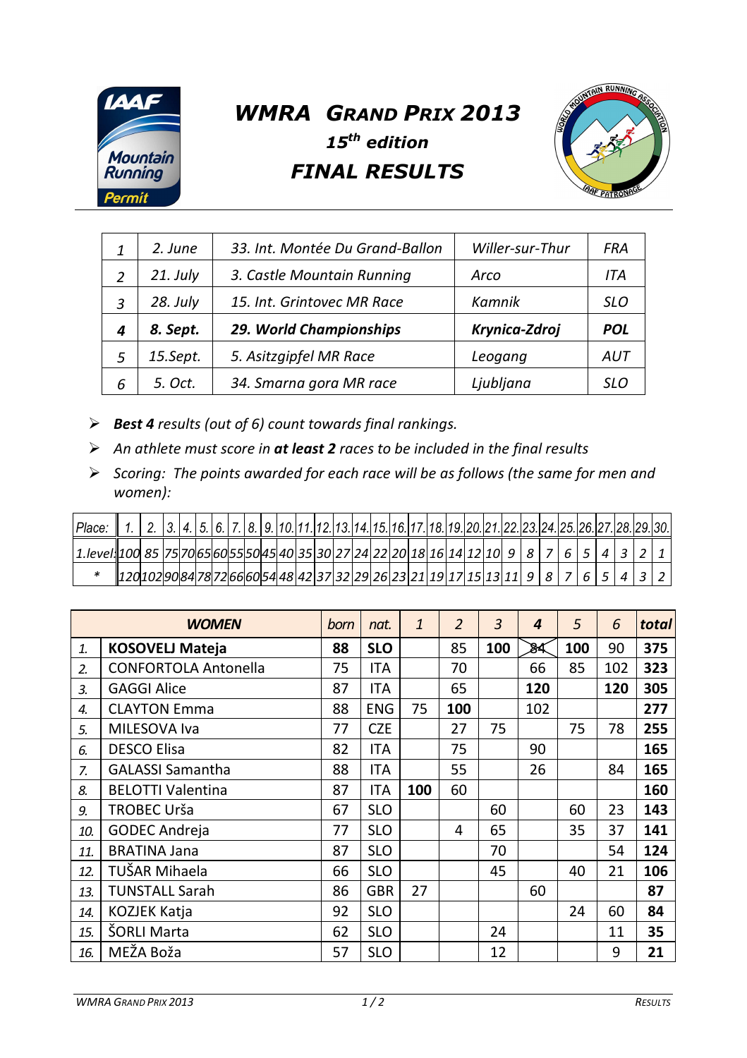# WMRA Grand Prix 2013

### 15th edition

## FINAL RESULTS

| | | | | |
|---|---|---|---|---|
| 1 | 2. June | 33. Int. Montée Du Grand-Ballon | Willer-sur-Thur | FRA |
| 2 | 21. July | 3. Castle Mountain Running | Arco | ITA |
| 3 | 28. July | 15. Int. Grintovec MR Race | Kamnik | SLO |
| **4** | **8. Sept.** | **29. World Championships** | **Krynica-Zdroj** | **POL** |
| 5 | 15.Sept. | 5. Asitzgipfel MR Race | Leogang | AUT |
| 6 | 5. Oct. | 34. Smarna gora MR race | Ljubljana | SLO |

- ***Best 4*** *results (out of 6) count towards final rankings.*
- *An athlete must score in* ***at least 2*** *races to be included in the final results*
- *Scoring: The points awarded for each race will be as follows (the same for men and women):*

| Place: | 1. | 2. | 3. | 4. | 5. | 6. | 7. | 8. | 9. | 10. | 11. | 12. | 13. | 14. | 15. | 16. | 17. | 18. | 19. | 20. | 21. | 22. | 23. | 24. | 25. | 26. | 27. | 28. | 29. | 30. |
|---|---|---|---|---|---|---|---|---|---|---|---|---|---|---|---|---|---|---|---|---|---|---|---|---|---|---|---|---|---|---|
| 1.level: | 100 | 85 | 75 | 70 | 65 | 60 | 55 | 50 | 45 | 40 | 35 | 30 | 27 | 24 | 22 | 20 | 18 | 16 | 14 | 12 | 10 | 9 | 8 | 7 | 6 | 5 | 4 | 3 | 2 | 1 |
| * | 120 | 102 | 90 | 84 | 78 | 72 | 66 | 60 | 54 | 48 | 42 | 37 | 32 | 29 | 26 | 23 | 21 | 19 | 17 | 15 | 13 | 11 | 9 | 8 | 7 | 6 | 5 | 4 | 3 | 2 |

| | WOMEN | born | nat. | 1 | 2 | 3 | 4 | 5 | 6 | total |
|---|---|---|---|---|---|---|---|---|---|---|
| 1. | **KOSOVELJ Mateja** | **88** | **SLO** | | 85 | **100** | ~~84~~ | **100** | 90 | **375** |
| 2. | CONFORTOLA Antonella | 75 | ITA | | 70 | | 66 | 85 | 102 | **323** |
| 3. | GAGGI Alice | 87 | ITA | | 65 | | **120** | | **120** | **305** |
| 4. | CLAYTON Emma | 88 | ENG | 75 | **100** | | 102 | | | **277** |
| 5. | MILESOVA Iva | 77 | CZE | | 27 | 75 | | 75 | 78 | **255** |
| 6. | DESCO Elisa | 82 | ITA | | 75 | | 90 | | | **165** |
| 7. | GALASSI Samantha | 88 | ITA | | 55 | | 26 | | 84 | **165** |
| 8. | BELOTTI Valentina | 87 | ITA | **100** | 60 | | | | | **160** |
| 9. | TROBEC Urša | 67 | SLO | | | 60 | | 60 | 23 | **143** |
| 10. | GODEC Andreja | 77 | SLO | | 4 | 65 | | 35 | 37 | **141** |
| 11. | BRATINA Jana | 87 | SLO | | | 70 | | | 54 | **124** |
| 12. | TUŠAR Mihaela | 66 | SLO | | | 45 | | 40 | 21 | **106** |
| 13. | TUNSTALL Sarah | 86 | GBR | 27 | | | 60 | | | **87** |
| 14. | KOZJEK Katja | 92 | SLO | | | | | 24 | 60 | **84** |
| 15. | ŠORLI Marta | 62 | SLO | | | 24 | | | 11 | **35** |
| 16. | MEŽA Boža | 57 | SLO | | | 12 | | | 9 | **21** |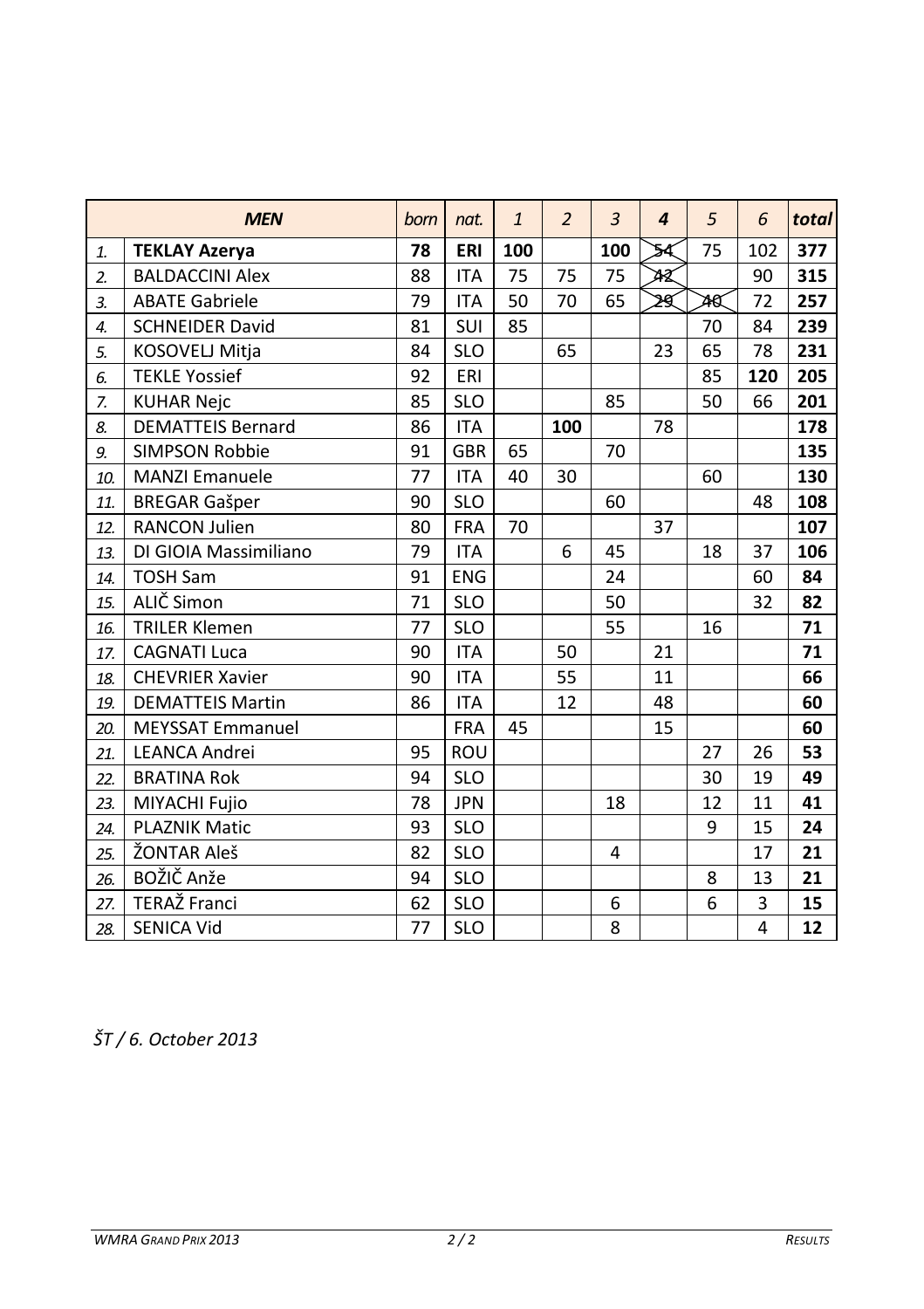| | *MEN* | *born* | *nat.* | *1* | *2* | *3* | ***4*** | *5* | *6* | ***total*** |
|---|---|---|---|---|---|---|---|---|---|---|
| *1.* | **TEKLAY Azerya** | **78** | **ERI** | **100** | | **100** | ~~54~~ | 75 | 102 | **377** |
| *2.* | BALDACCINI Alex | 88 | ITA | 75 | 75 | 75 | ~~42~~ | | 90 | **315** |
| *3.* | ABATE Gabriele | 79 | ITA | 50 | 70 | 65 | ~~29~~ | ~~40~~ | 72 | **257** |
| *4.* | SCHNEIDER David | 81 | SUI | 85 | | | | 70 | 84 | **239** |
| *5.* | KOSOVELJ Mitja | 84 | SLO | | 65 | | 23 | 65 | 78 | **231** |
| *6.* | TEKLE Yossief | 92 | ERI | | | | | 85 | **120** | **205** |
| *7.* | KUHAR Nejc | 85 | SLO | | | 85 | | 50 | 66 | **201** |
| *8.* | DEMATTEIS Bernard | 86 | ITA | | **100** | | 78 | | | **178** |
| *9.* | SIMPSON Robbie | 91 | GBR | 65 | | 70 | | | | **135** |
| *10.* | MANZI Emanuele | 77 | ITA | 40 | 30 | | | 60 | | **130** |
| *11.* | BREGAR Gašper | 90 | SLO | | | 60 | | | 48 | **108** |
| *12.* | RANCON Julien | 80 | FRA | 70 | | | 37 | | | **107** |
| *13.* | DI GIOIA Massimiliano | 79 | ITA | | 6 | 45 | | 18 | 37 | **106** |
| *14.* | TOSH Sam | 91 | ENG | | | 24 | | | 60 | **84** |
| *15.* | ALIČ Simon | 71 | SLO | | | 50 | | | 32 | **82** |
| *16.* | TRILER Klemen | 77 | SLO | | | 55 | | 16 | | **71** |
| *17.* | CAGNATI Luca | 90 | ITA | | 50 | | 21 | | | **71** |
| *18.* | CHEVRIER Xavier | 90 | ITA | | 55 | | 11 | | | **66** |
| *19.* | DEMATTEIS Martin | 86 | ITA | | 12 | | 48 | | | **60** |
| *20.* | MEYSSAT Emmanuel | | FRA | 45 | | | 15 | | | **60** |
| *21.* | LEANCA Andrei | 95 | ROU | | | | | 27 | 26 | **53** |
| *22.* | BRATINA Rok | 94 | SLO | | | | | 30 | 19 | **49** |
| *23.* | MIYACHI Fujio | 78 | JPN | | | 18 | | 12 | 11 | **41** |
| *24.* | PLAZNIK Matic | 93 | SLO | | | | | 9 | 15 | **24** |
| *25.* | ŽONTAR Aleš | 82 | SLO | | | 4 | | | 17 | **21** |
| *26.* | BOŽIČ Anže | 94 | SLO | | | | | 8 | 13 | **21** |
| *27.* | TERAŽ Franci | 62 | SLO | | | 6 | | 6 | 3 | **15** |
| *28.* | SENICA Vid | 77 | SLO | | | 8 | | | 4 | **12** |

*ŠT / 6. October 2013*